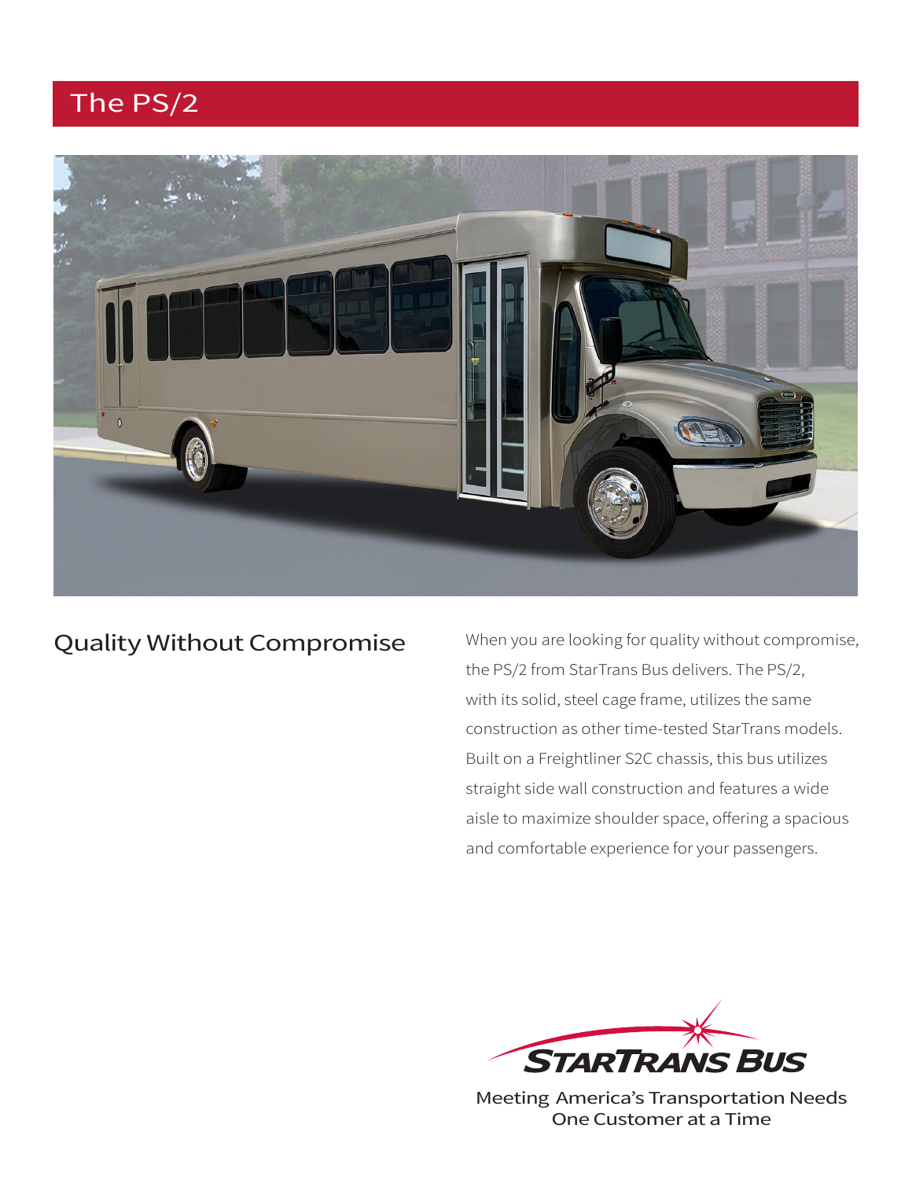# The PS/2

## Quality Without Compromise

When you are looking for quality without compromise, the PS/2 from StarTrans Bus delivers. The PS/2, with its solid, steel cage frame, utilizes the same construction as other time-tested StarTrans models. Built on a Freightliner S2C chassis, this bus utilizes straight side wall construction and features a wide aisle to maximize shoulder space, offering a spacious and comfortable experience for your passengers.

STARTRANS BUS

Meeting America's Transportation Needs
One Customer at a Time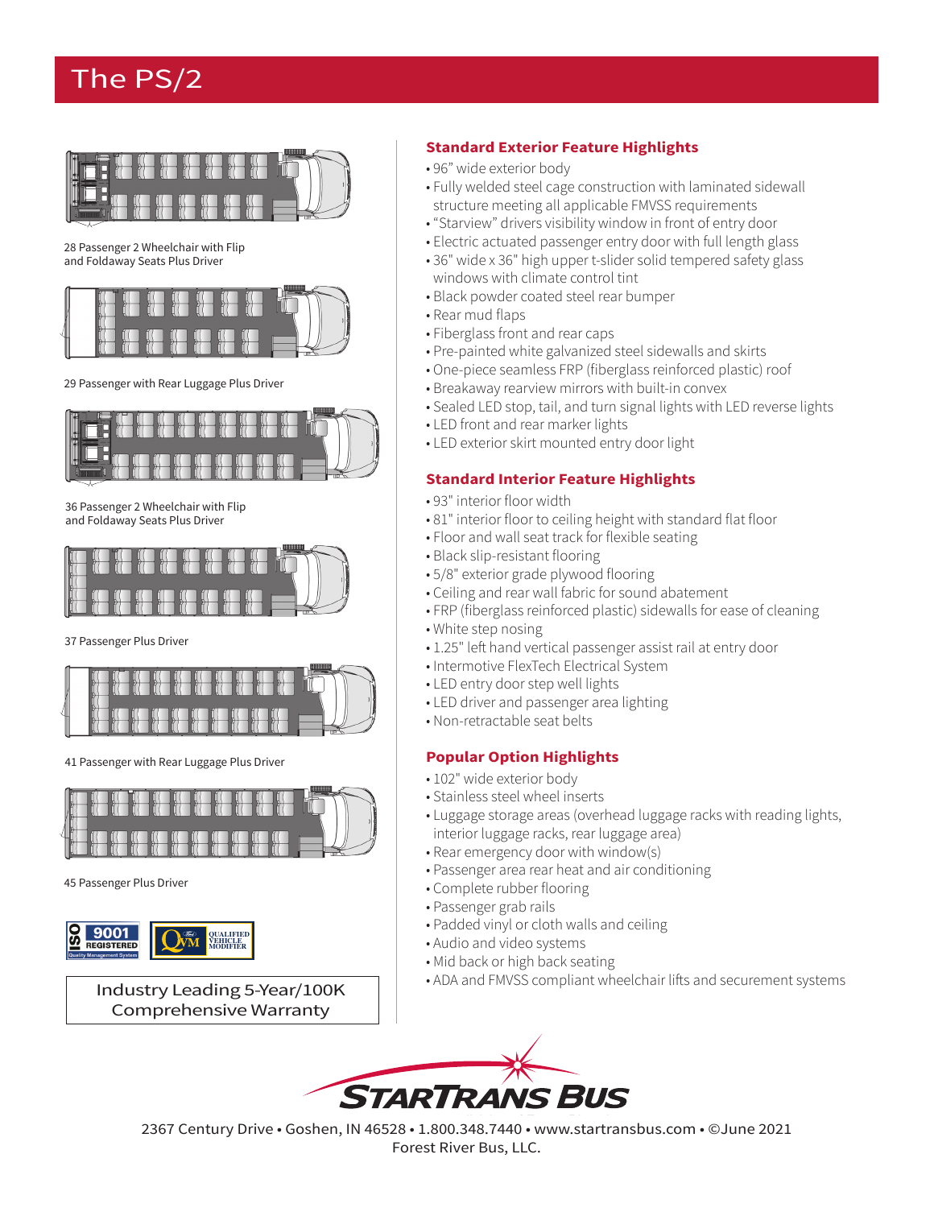# The PS/2

28 Passenger 2 Wheelchair with Flip and Foldaway Seats Plus Driver

29 Passenger with Rear Luggage Plus Driver

36 Passenger 2 Wheelchair with Flip and Foldaway Seats Plus Driver

37 Passenger Plus Driver

41 Passenger with Rear Luggage Plus Driver

45 Passenger Plus Driver

ISO 9001 REGISTERED Quality Management System

QVM QUALIFIED VEHICLE MODIFIER

Industry Leading 5-Year/100K Comprehensive Warranty

## Standard Exterior Feature Highlights

- 96" wide exterior body
- Fully welded steel cage construction with laminated sidewall structure meeting all applicable FMVSS requirements
- "Starview" drivers visibility window in front of entry door
- Electric actuated passenger entry door with full length glass
- 36" wide x 36" high upper t-slider solid tempered safety glass windows with climate control tint
- Black powder coated steel rear bumper
- Rear mud flaps
- Fiberglass front and rear caps
- Pre-painted white galvanized steel sidewalls and skirts
- One-piece seamless FRP (fiberglass reinforced plastic) roof
- Breakaway rearview mirrors with built-in convex
- Sealed LED stop, tail, and turn signal lights with LED reverse lights
- LED front and rear marker lights
- LED exterior skirt mounted entry door light

## Standard Interior Feature Highlights

- 93" interior floor width
- 81" interior floor to ceiling height with standard flat floor
- Floor and wall seat track for flexible seating
- Black slip-resistant flooring
- 5/8" exterior grade plywood flooring
- Ceiling and rear wall fabric for sound abatement
- FRP (fiberglass reinforced plastic) sidewalls for ease of cleaning
- White step nosing
- 1.25" left hand vertical passenger assist rail at entry door
- Intermotive FlexTech Electrical System
- LED entry door step well lights
- LED driver and passenger area lighting
- Non-retractable seat belts

## Popular Option Highlights

- 102" wide exterior body
- Stainless steel wheel inserts
- Luggage storage areas (overhead luggage racks with reading lights, interior luggage racks, rear luggage area)
- Rear emergency door with window(s)
- Passenger area rear heat and air conditioning
- Complete rubber flooring
- Passenger grab rails
- Padded vinyl or cloth walls and ceiling
- Audio and video systems
- Mid back or high back seating
- ADA and FMVSS compliant wheelchair lifts and securement systems

STARTRANS BUS

2367 Century Drive • Goshen, IN 46528 • 1.800.348.7440 • www.startransbus.com • ©June 2021
Forest River Bus, LLC.